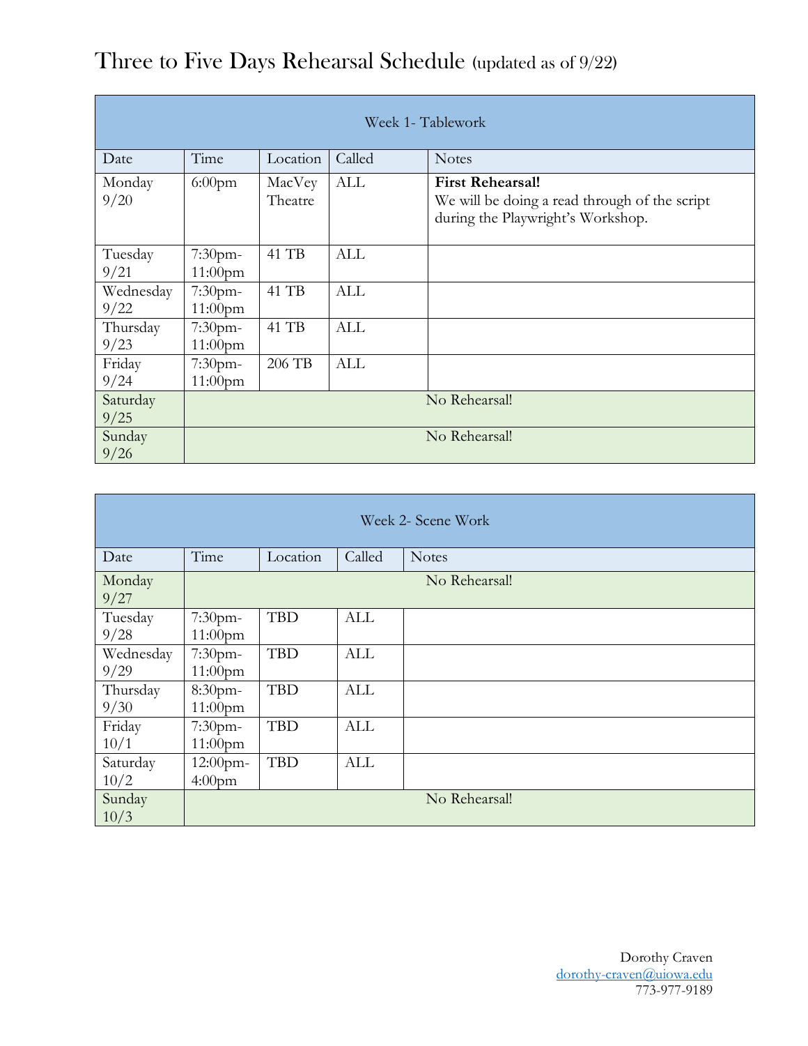# Three to Five Days Rehearsal Schedule (updated as of 9/22)

| Week 1- Tablework | | | | |
|---|---|---|---|---|
| Date | Time | Location | Called | Notes |
| Monday 9/20 | 6:00pm | MacVey Theatre | ALL | **First Rehearsal!** We will be doing a read through of the script during the Playwright's Workshop. |
| Tuesday 9/21 | 7:30pm-11:00pm | 41 TB | ALL | |
| Wednesday 9/22 | 7:30pm-11:00pm | 41 TB | ALL | |
| Thursday 9/23 | 7:30pm-11:00pm | 41 TB | ALL | |
| Friday 9/24 | 7:30pm-11:00pm | 206 TB | ALL | |
| Saturday 9/25 | No Rehearsal! | | | |
| Sunday 9/26 | No Rehearsal! | | | |

| Week 2- Scene Work | | | | |
|---|---|---|---|---|
| Date | Time | Location | Called | Notes |
| Monday 9/27 | No Rehearsal! | | | |
| Tuesday 9/28 | 7:30pm-11:00pm | TBD | ALL | |
| Wednesday 9/29 | 7:30pm-11:00pm | TBD | ALL | |
| Thursday 9/30 | 8:30pm-11:00pm | TBD | ALL | |
| Friday 10/1 | 7:30pm-11:00pm | TBD | ALL | |
| Saturday 10/2 | 12:00pm-4:00pm | TBD | ALL | |
| Sunday 10/3 | No Rehearsal! | | | |

Dorothy Craven
dorothy-craven@uiowa.edu
773-977-9189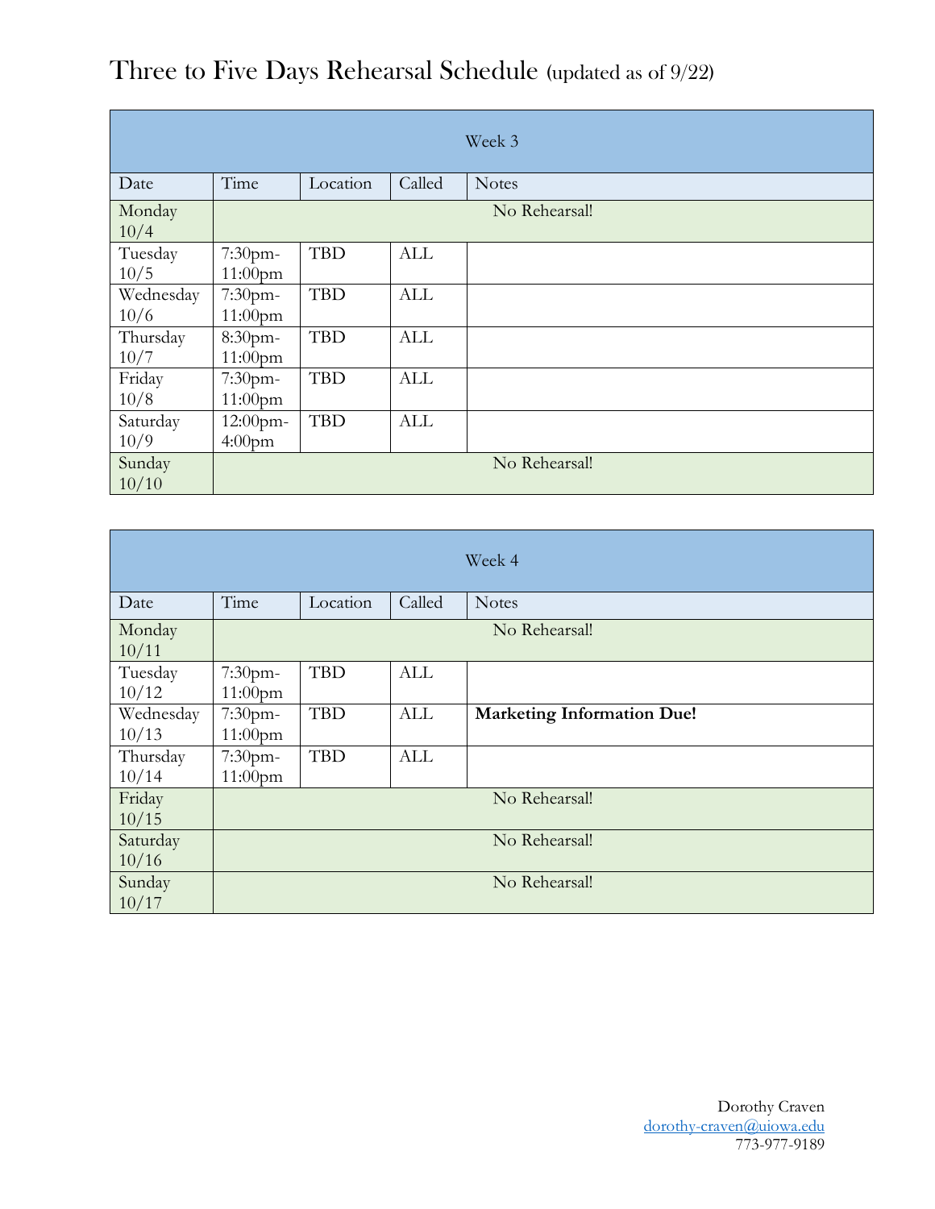# Three to Five Days Rehearsal Schedule (updated as of 9/22)

| Week 3 | | | | |
|---|---|---|---|---|
| Date | Time | Location | Called | Notes |
| Monday 10/4 | No Rehearsal! | | | |
| Tuesday 10/5 | 7:30pm-11:00pm | TBD | ALL | |
| Wednesday 10/6 | 7:30pm-11:00pm | TBD | ALL | |
| Thursday 10/7 | 8:30pm-11:00pm | TBD | ALL | |
| Friday 10/8 | 7:30pm-11:00pm | TBD | ALL | |
| Saturday 10/9 | 12:00pm-4:00pm | TBD | ALL | |
| Sunday 10/10 | No Rehearsal! | | | |

| Week 4 | | | | |
|---|---|---|---|---|
| Date | Time | Location | Called | Notes |
| Monday 10/11 | No Rehearsal! | | | |
| Tuesday 10/12 | 7:30pm-11:00pm | TBD | ALL | |
| Wednesday 10/13 | 7:30pm-11:00pm | TBD | ALL | **Marketing Information Due!** |
| Thursday 10/14 | 7:30pm-11:00pm | TBD | ALL | |
| Friday 10/15 | No Rehearsal! | | | |
| Saturday 10/16 | No Rehearsal! | | | |
| Sunday 10/17 | No Rehearsal! | | | |

Dorothy Craven
dorothy-craven@uiowa.edu
773-977-9189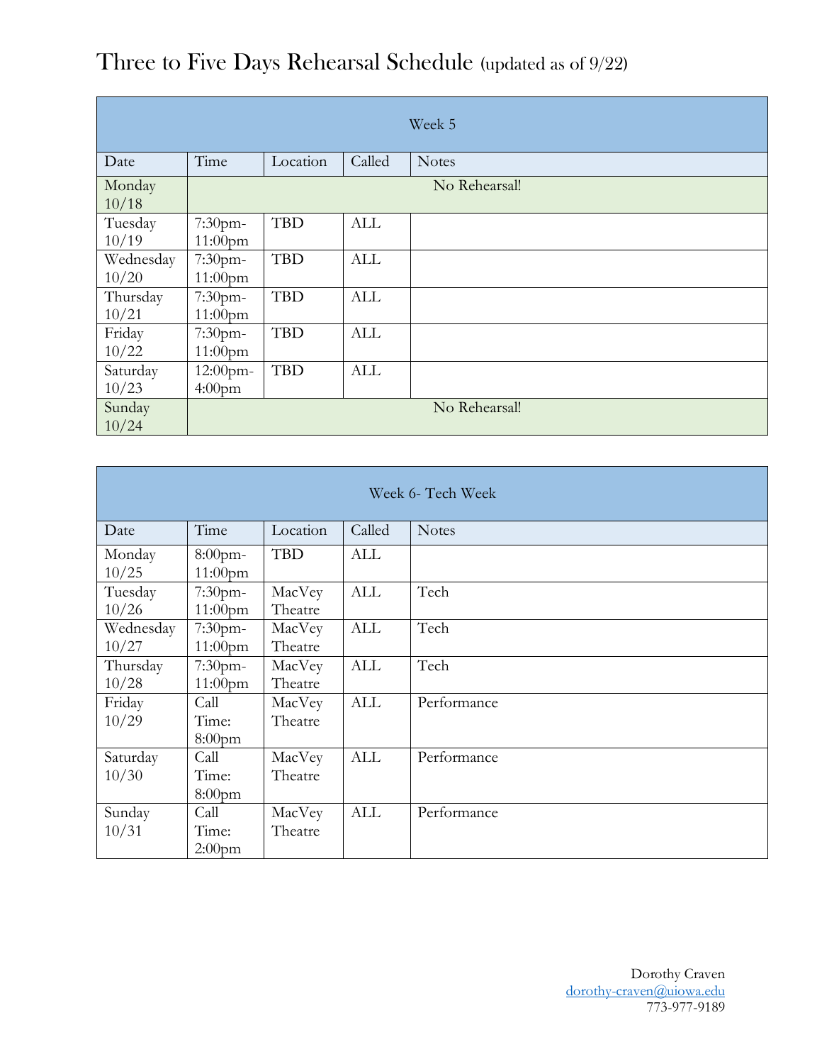# Three to Five Days Rehearsal Schedule (updated as of 9/22)

| Week 5 | | | | |
|---|---|---|---|---|
| Date | Time | Location | Called | Notes |
| Monday 10/18 | No Rehearsal! | | | |
| Tuesday 10/19 | 7:30pm-11:00pm | TBD | ALL | |
| Wednesday 10/20 | 7:30pm-11:00pm | TBD | ALL | |
| Thursday 10/21 | 7:30pm-11:00pm | TBD | ALL | |
| Friday 10/22 | 7:30pm-11:00pm | TBD | ALL | |
| Saturday 10/23 | 12:00pm-4:00pm | TBD | ALL | |
| Sunday 10/24 | No Rehearsal! | | | |

| Week 6- Tech Week | | | | |
|---|---|---|---|---|
| Date | Time | Location | Called | Notes |
| Monday 10/25 | 8:00pm-11:00pm | TBD | ALL | |
| Tuesday 10/26 | 7:30pm-11:00pm | MacVey Theatre | ALL | Tech |
| Wednesday 10/27 | 7:30pm-11:00pm | MacVey Theatre | ALL | Tech |
| Thursday 10/28 | 7:30pm-11:00pm | MacVey Theatre | ALL | Tech |
| Friday 10/29 | Call Time: 8:00pm | MacVey Theatre | ALL | Performance |
| Saturday 10/30 | Call Time: 8:00pm | MacVey Theatre | ALL | Performance |
| Sunday 10/31 | Call Time: 2:00pm | MacVey Theatre | ALL | Performance |

Dorothy Craven
dorothy-craven@uiowa.edu
773-977-9189